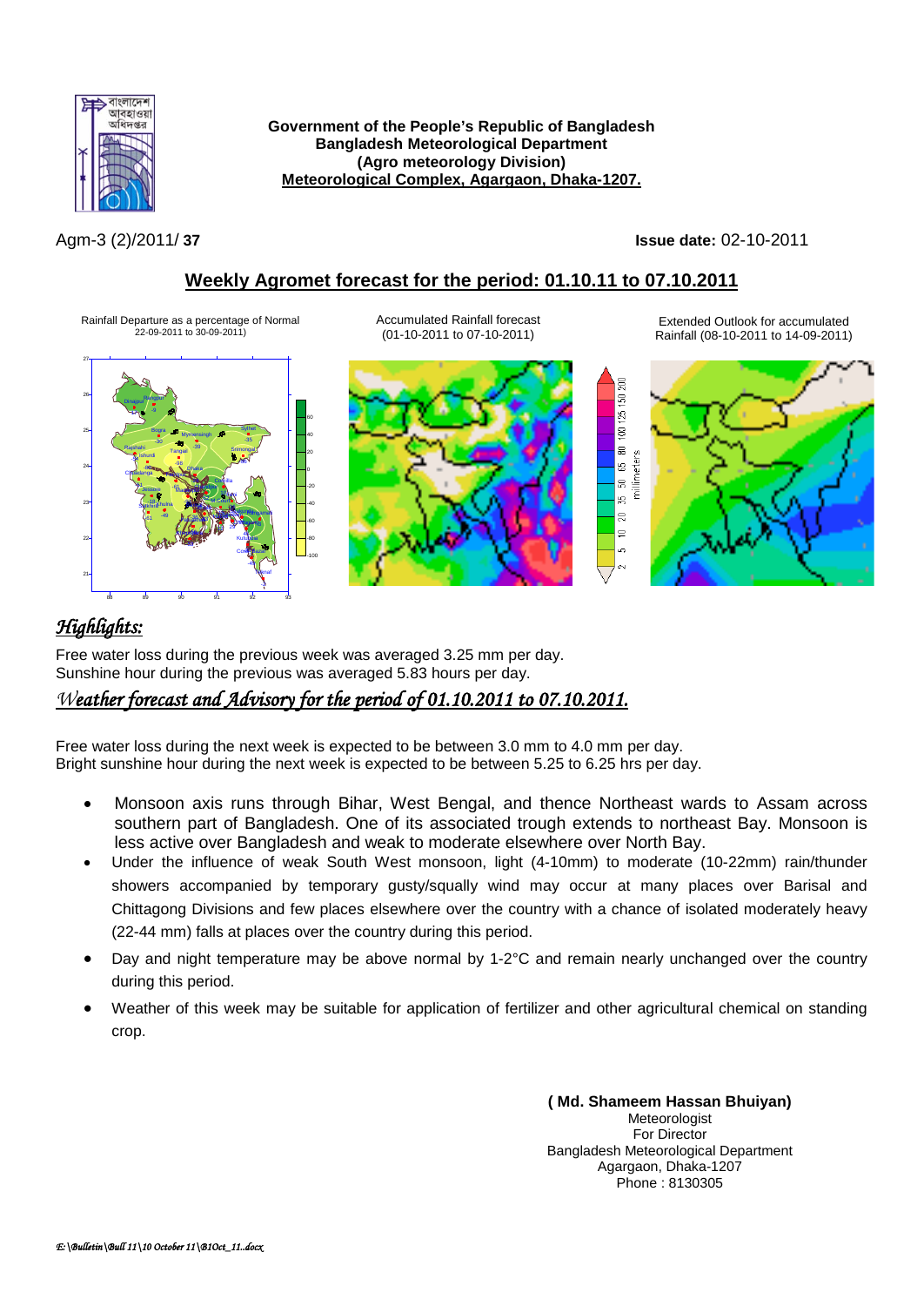**Government of the People's Republic of Bangladesh**
**Bangladesh Meteorological Department**
**(Agro meteorology Division)**
**Meteorological Complex, Agargaon, Dhaka-1207.**

Agm-3 (2)/2011/ **37**

**Issue date:** 02-10-2011

## Weekly Agromet forecast for the period: 01.10.11 to 07.10.2011

Rainfall Departure as a percentage of Normal 22-09-2011 to 30-09-2011

Accumulated Rainfall forecast (01-10-2011 to 07-10-2011)

Extended Outlook for accumulated Rainfall (08-10-2011 to 14-09-2011)

## *Highlights:*

Free water loss during the previous week was averaged 3.25 mm per day.
Sunshine hour during the previous was averaged 5.83 hours per day.

### *Weather forecast and Advisory for the period of 01.10.2011 to 07.10.2011.*

Free water loss during the next week is expected to be between 3.0 mm to 4.0 mm per day.
Bright sunshine hour during the next week is expected to be between 5.25 to 6.25 hrs per day.

- Monsoon axis runs through Bihar, West Bengal, and thence Northeast wards to Assam across southern part of Bangladesh. One of its associated trough extends to northeast Bay. Monsoon is less active over Bangladesh and weak to moderate elsewhere over North Bay.
- Under the influence of weak South West monsoon, light (4-10mm) to moderate (10-22mm) rain/thunder showers accompanied by temporary gusty/squally wind may occur at many places over Barisal and Chittagong Divisions and few places elsewhere over the country with a chance of isolated moderately heavy (22-44 mm) falls at places over the country during this period.
- Day and night temperature may be above normal by 1-2°C and remain nearly unchanged over the country during this period.
- Weather of this week may be suitable for application of fertilizer and other agricultural chemical on standing crop.

**( Md. Shameem Hassan Bhuiyan)**
Meteorologist
For Director
Bangladesh Meteorological Department
Agargaon, Dhaka-1207
Phone : 8130305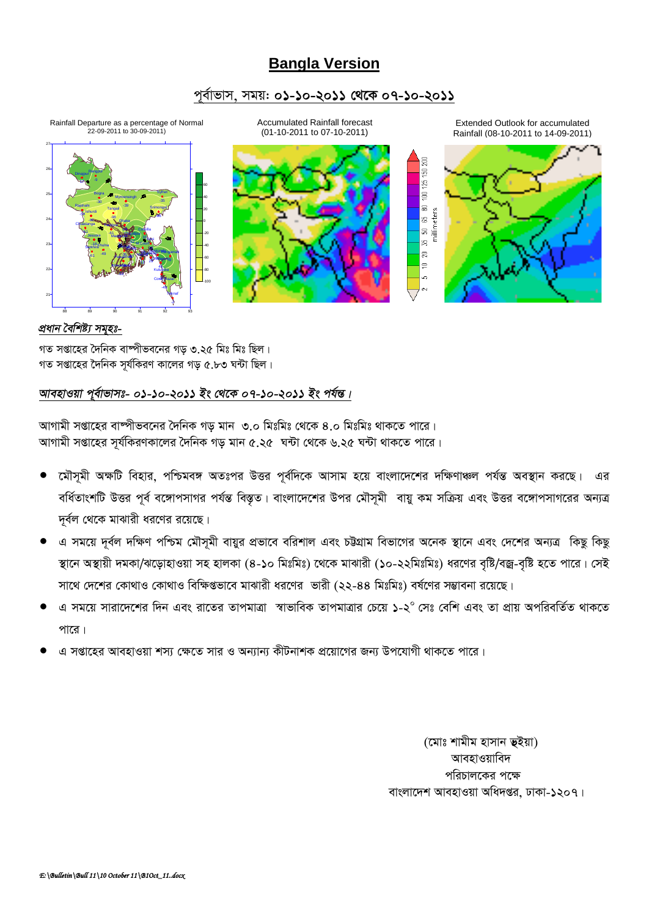# Bangla Version

## পূর্বাভাস, সময়: ০১-১০-২০১১ থেকে ০৭-১০-২০১১

Rainfall Departure as a percentage of Normal 22-09-2011 to 30-09-2011)

Accumulated Rainfall forecast (01-10-2011 to 07-10-2011)

Extended Outlook for accumulated Rainfall (08-10-2011 to 14-09-2011)

*প্রধান বৈশিষ্ট্য সমূহঃ-*

গত সপ্তাহের দৈনিক বাষ্পীভবনের গড় ৩.২৫ মিঃ মিঃ ছিল।
গত সপ্তাহের দৈনিক সূর্যকিরণ কালের গড় ৫.৮৩ ঘন্টা ছিল।

*আবহাওয়া পূর্বাভাসঃ- ০১-১০-২০১১ ইং থেকে ০৭-১০-২০১১ ইং পর্যন্ত।*

আগামী সপ্তাহের বাষ্পীভবনের দৈনিক গড় মান ৩.০ মিঃমিঃ থেকে ৪.০ মিঃমিঃ থাকতে পারে।
আগামী সপ্তাহের সূর্যকিরণকালের দৈনিক গড় মান ৫.২৫ ঘন্টা থেকে ৬.২৫ ঘন্টা থাকতে পারে।

- মৌসুমী অক্ষটি বিহার, পশ্চিমবঙ্গ অতঃপর উত্তর পূর্বদিকে আসাম হয়ে বাংলাদেশের দক্ষিণাঞ্চল পর্যন্ত অবস্থান করছে। এর বর্ধিতাংশটি উত্তর পূর্ব বঙ্গোপসাগর পর্যন্ত বিস্তৃত। বাংলাদেশের উপর মৌসুমী বায়ু কম সক্রিয় এবং উত্তর বঙ্গোপসাগরের অন্যত্র দূর্বল থেকে মাঝারী ধরণের রয়েছে।
- এ সময়ে দূর্বল দক্ষিণ পশ্চিম মৌসুমী বায়ুর প্রভাবে বরিশাল এবং চট্টগ্রাম বিভাগের অনেক স্থানে এবং দেশের অন্যত্র কিছু কিছু স্থানে অস্থায়ী দমকা/ঝড়োহাওয়া সহ হালকা (৪-১০ মিঃমিঃ) থেকে মাঝারী (১০-২২মিঃমিঃ) ধরণের বৃষ্টি/বজ্র-বৃষ্টি হতে পারে। সেই সাথে দেশের কোথাও কোথাও বিক্ষিপ্তভাবে মাঝারী ধরণের ভারী (২২-৪৪ মিঃমিঃ) বর্ষণের সম্ভাবনা রয়েছে।
- এ সময়ে সারাদেশের দিন এবং রাতের তাপমাত্রা স্বাভাবিক তাপমাত্রার চেয়ে ১-২° সেঃ বেশি এবং তা প্রায় অপরিবর্তিত থাকতে পারে।
- এ সপ্তাহের আবহাওয়া শস্য ক্ষেতে সার ও অন্যান্য কীটনাশক প্রয়োগের জন্য উপযোগী থাকতে পারে।

(মোঃ শামীম হাসান ভুইয়া)
আবহাওয়াবিদ
পরিচালকের পক্ষে
বাংলাদেশ আবহাওয়া অধিদপ্তর, ঢাকা-১২০৭।

*E:\Bulletin\Bull 11\10 October 11\B1Oct_11..docx*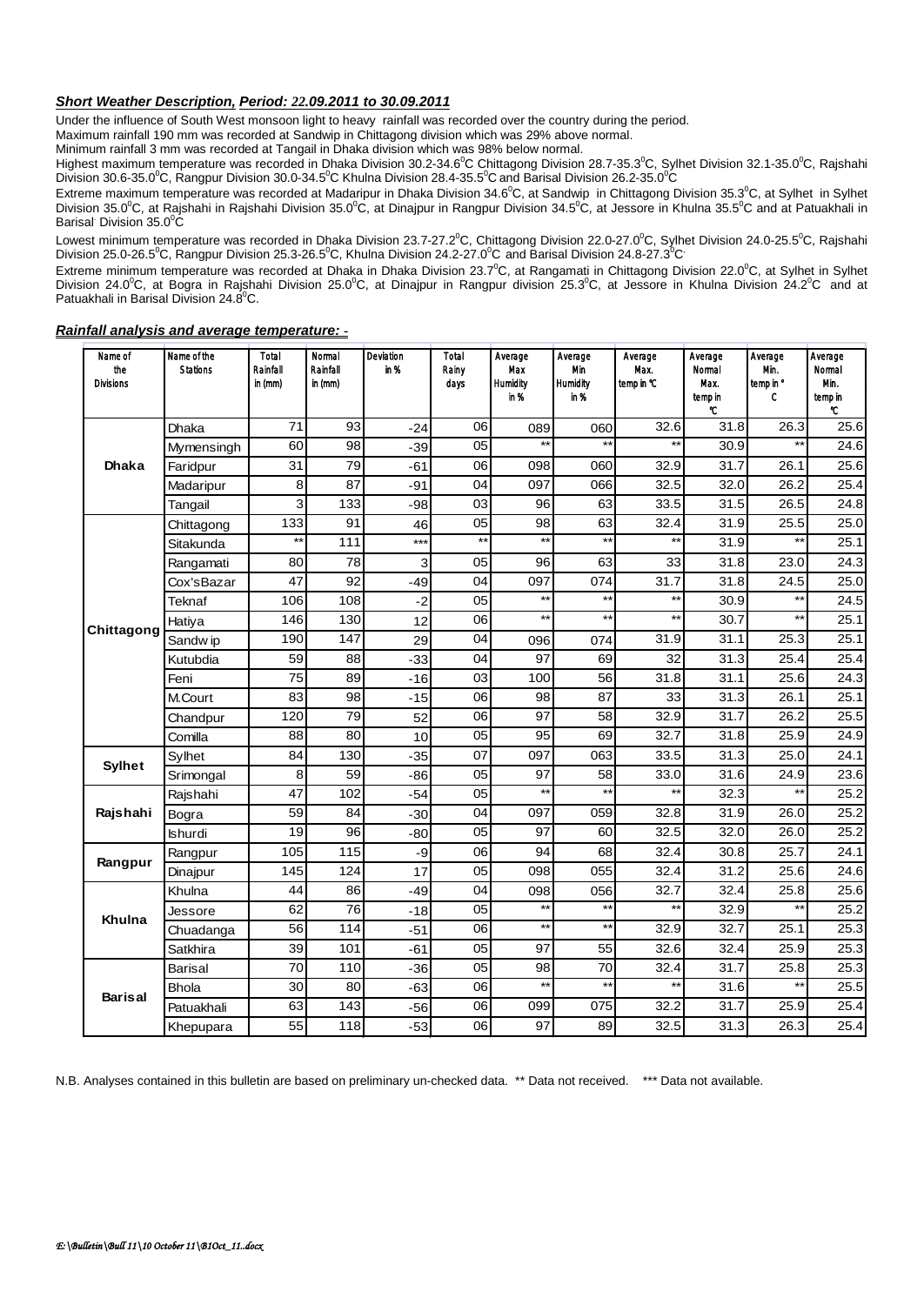***Short Weather Description, Period: 22.09.2011 to 30.09.2011***

Under the influence of South West monsoon light to heavy rainfall was recorded over the country during the period.

Maximum rainfall 190 mm was recorded at Sandwip in Chittagong division which was 29% above normal.

Minimum rainfall 3 mm was recorded at Tangail in Dhaka division which was 98% below normal.

Highest maximum temperature was recorded in Dhaka Division 30.2-34.6$^0$C Chittagong Division 28.7-35.3$^0$C, Sylhet Division 32.1-35.0$^0$C, Rajshahi Division 30.6-35.0$^0$C, Rangpur Division 30.0-34.5$^0$C Khulna Division 28.4-35.5$^0$C and Barisal Division 26.2-35.0$^0$C

Extreme maximum temperature was recorded at Madaripur in Dhaka Division 34.6$^0$C, at Sandwip in Chittagong Division 35.3$^0$C, at Sylhet in Sylhet Division 35.0$^0$C, at Rajshahi in Rajshahi Division 35.0$^0$C, at Dinajpur in Rangpur Division 34.5$^0$C, at Jessore in Khulna 35.5$^0$C and at Patuakhali in Barisal Division 35.0$^0$C

Lowest minimum temperature was recorded in Dhaka Division 23.7-27.2$^0$C, Chittagong Division 22.0-27.0$^0$C, Sylhet Division 24.0-25.5$^0$C, Rajshahi Division 25.0-26.5$^0$C, Rangpur Division 25.3-26.5$^0$C, Khulna Division 24.2-27.0$^0$C and Barisal Division 24.8-27.3$^0$C.

Extreme minimum temperature was recorded at Dhaka in Dhaka Division 23.7$^0$C, at Rangamati in Chittagong Division 22.0$^0$C, at Sylhet in Sylhet Division 24.0$^0$C, at Bogra in Rajshahi Division 25.0$^0$C, at Dinajpur in Rangpur division 25.3$^0$C, at Jessore in Khulna Division 24.2$^0$C and at Patuakhali in Barisal Division 24.8$^0$C.

***Rainfall analysis and average temperature: -***

| Name of the Divisions | Name of the Stations | Total Rainfall in (mm) | Normal Rainfall in (mm) | Deviation in % | Total Rainy days | Average Max Humidity in % | Average Min Humidity in % | Average Max. temp in ℃ | Average Normal Max. temp in ℃ | Average Min. temp in ° C | Average Normal Min. temp in ℃ |
|---|---|---|---|---|---|---|---|---|---|---|---|
| Dhaka | Dhaka | 71 | 93 | -24 | 06 | 089 | 060 | 32.6 | 31.8 | 26.3 | 25.6 |
| | Mymensingh | 60 | 98 | -39 | 05 | ** | ** | ** | 30.9 | ** | 24.6 |
| | Faridpur | 31 | 79 | -61 | 06 | 098 | 060 | 32.9 | 31.7 | 26.1 | 25.6 |
| | Madaripur | 8 | 87 | -91 | 04 | 097 | 066 | 32.5 | 32.0 | 26.2 | 25.4 |
| | Tangail | 3 | 133 | -98 | 03 | 96 | 63 | 33.5 | 31.5 | 26.5 | 24.8 |
| Chittagong | Chittagong | 133 | 91 | 46 | 05 | 98 | 63 | 32.4 | 31.9 | 25.5 | 25.0 |
| | Sitakunda | ** | 111 | *** | ** | ** | ** | ** | 31.9 | ** | 25.1 |
| | Rangamati | 80 | 78 | 3 | 05 | 96 | 63 | 33 | 31.8 | 23.0 | 24.3 |
| | Cox'sBazar | 47 | 92 | -49 | 04 | 097 | 074 | 31.7 | 31.8 | 24.5 | 25.0 |
| | Teknaf | 106 | 108 | -2 | 05 | ** | ** | ** | 30.9 | ** | 24.5 |
| | Hatiya | 146 | 130 | 12 | 06 | ** | ** | ** | 30.7 | ** | 25.1 |
| | Sandw ip | 190 | 147 | 29 | 04 | 096 | 074 | 31.9 | 31.1 | 25.3 | 25.1 |
| | Kutubdia | 59 | 88 | -33 | 04 | 97 | 69 | 32 | 31.3 | 25.4 | 25.4 |
| | Feni | 75 | 89 | -16 | 03 | 100 | 56 | 31.8 | 31.1 | 25.6 | 24.3 |
| | M.Court | 83 | 98 | -15 | 06 | 98 | 87 | 33 | 31.3 | 26.1 | 25.1 |
| | Chandpur | 120 | 79 | 52 | 06 | 97 | 58 | 32.9 | 31.7 | 26.2 | 25.5 |
| | Comilla | 88 | 80 | 10 | 05 | 95 | 69 | 32.7 | 31.8 | 25.9 | 24.9 |
| Sylhet | Sylhet | 84 | 130 | -35 | 07 | 097 | 063 | 33.5 | 31.3 | 25.0 | 24.1 |
| | Srimongal | 8 | 59 | -86 | 05 | 97 | 58 | 33.0 | 31.6 | 24.9 | 23.6 |
| Rajshahi | Rajshahi | 47 | 102 | -54 | 05 | ** | ** | ** | 32.3 | ** | 25.2 |
| | Bogra | 59 | 84 | -30 | 04 | 097 | 059 | 32.8 | 31.9 | 26.0 | 25.2 |
| | Ishurdi | 19 | 96 | -80 | 05 | 97 | 60 | 32.5 | 32.0 | 26.0 | 25.2 |
| Rangpur | Rangpur | 105 | 115 | -9 | 06 | 94 | 68 | 32.4 | 30.8 | 25.7 | 24.1 |
| | Dinajpur | 145 | 124 | 17 | 05 | 098 | 055 | 32.4 | 31.2 | 25.6 | 24.6 |
| Khulna | Khulna | 44 | 86 | -49 | 04 | 098 | 056 | 32.7 | 32.4 | 25.8 | 25.6 |
| | Jessore | 62 | 76 | -18 | 05 | ** | ** | ** | 32.9 | ** | 25.2 |
| | Chuadanga | 56 | 114 | -51 | 06 | ** | ** | 32.9 | 32.7 | 25.1 | 25.3 |
| | Satkhira | 39 | 101 | -61 | 05 | 97 | 55 | 32.6 | 32.4 | 25.9 | 25.3 |
| Barisal | Barisal | 70 | 110 | -36 | 05 | 98 | 70 | 32.4 | 31.7 | 25.8 | 25.3 |
| | Bhola | 30 | 80 | -63 | 06 | ** | ** | ** | 31.6 | ** | 25.5 |
| | Patuakhali | 63 | 143 | -56 | 06 | 099 | 075 | 32.2 | 31.7 | 25.9 | 25.4 |
| | Khepupara | 55 | 118 | -53 | 06 | 97 | 89 | 32.5 | 31.3 | 26.3 | 25.4 |

N.B. Analyses contained in this bulletin are based on preliminary un-checked data. ** Data not received. *** Data not available.